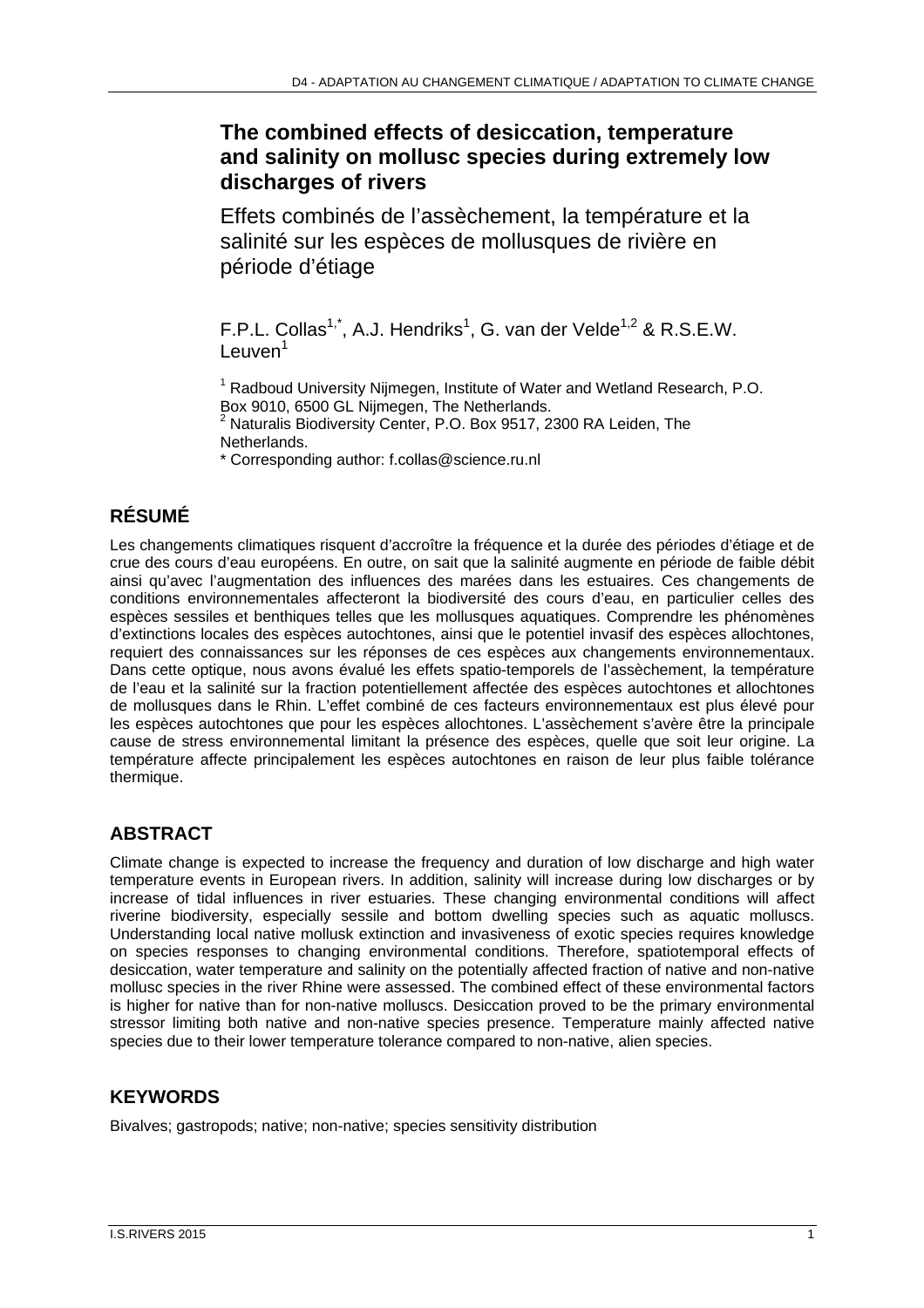# The combined effects of desiccation, temperature and salinity on mollusc species during extremely low discharges of rivers

Effets combinés de l'assèchement, la température et la salinité sur les espèces de mollusques de rivière en période d'étiage

F.P.L. Collas[1,*], A.J. Hendriks[1], G. van der Velde[1,2] & R.S.E.W. Leuven[1]

[1] Radboud University Nijmegen, Institute of Water and Wetland Research, P.O. Box 9010, 6500 GL Nijmegen, The Netherlands.
[2] Naturalis Biodiversity Center, P.O. Box 9517, 2300 RA Leiden, The Netherlands.
* Corresponding author: f.collas@science.ru.nl

## RÉSUMÉ

Les changements climatiques risquent d'accroître la fréquence et la durée des périodes d'étiage et de crue des cours d'eau européens. En outre, on sait que la salinité augmente en période de faible débit ainsi qu'avec l'augmentation des influences des marées dans les estuaires. Ces changements de conditions environnementales affecteront la biodiversité des cours d'eau, en particulier celles des espèces sessiles et benthiques telles que les mollusques aquatiques. Comprendre les phénomènes d'extinctions locales des espèces autochtones, ainsi que le potentiel invasif des espèces allochtones, requiert des connaissances sur les réponses de ces espèces aux changements environnementaux. Dans cette optique, nous avons évalué les effets spatio-temporels de l'assèchement, la température de l'eau et la salinité sur la fraction potentiellement affectée des espèces autochtones et allochtones de mollusques dans le Rhin. L'effet combiné de ces facteurs environnementaux est plus élevé pour les espèces autochtones que pour les espèces allochtones. L'assèchement s'avère être la principale cause de stress environnemental limitant la présence des espèces, quelle que soit leur origine. La température affecte principalement les espèces autochtones en raison de leur plus faible tolérance thermique.

## ABSTRACT

Climate change is expected to increase the frequency and duration of low discharge and high water temperature events in European rivers. In addition, salinity will increase during low discharges or by increase of tidal influences in river estuaries. These changing environmental conditions will affect riverine biodiversity, especially sessile and bottom dwelling species such as aquatic molluscs. Understanding local native mollusk extinction and invasiveness of exotic species requires knowledge on species responses to changing environmental conditions. Therefore, spatiotemporal effects of desiccation, water temperature and salinity on the potentially affected fraction of native and non-native mollusc species in the river Rhine were assessed. The combined effect of these environmental factors is higher for native than for non-native molluscs. Desiccation proved to be the primary environmental stressor limiting both native and non-native species presence. Temperature mainly affected native species due to their lower temperature tolerance compared to non-native, alien species.

## KEYWORDS

Bivalves; gastropods; native; non-native; species sensitivity distribution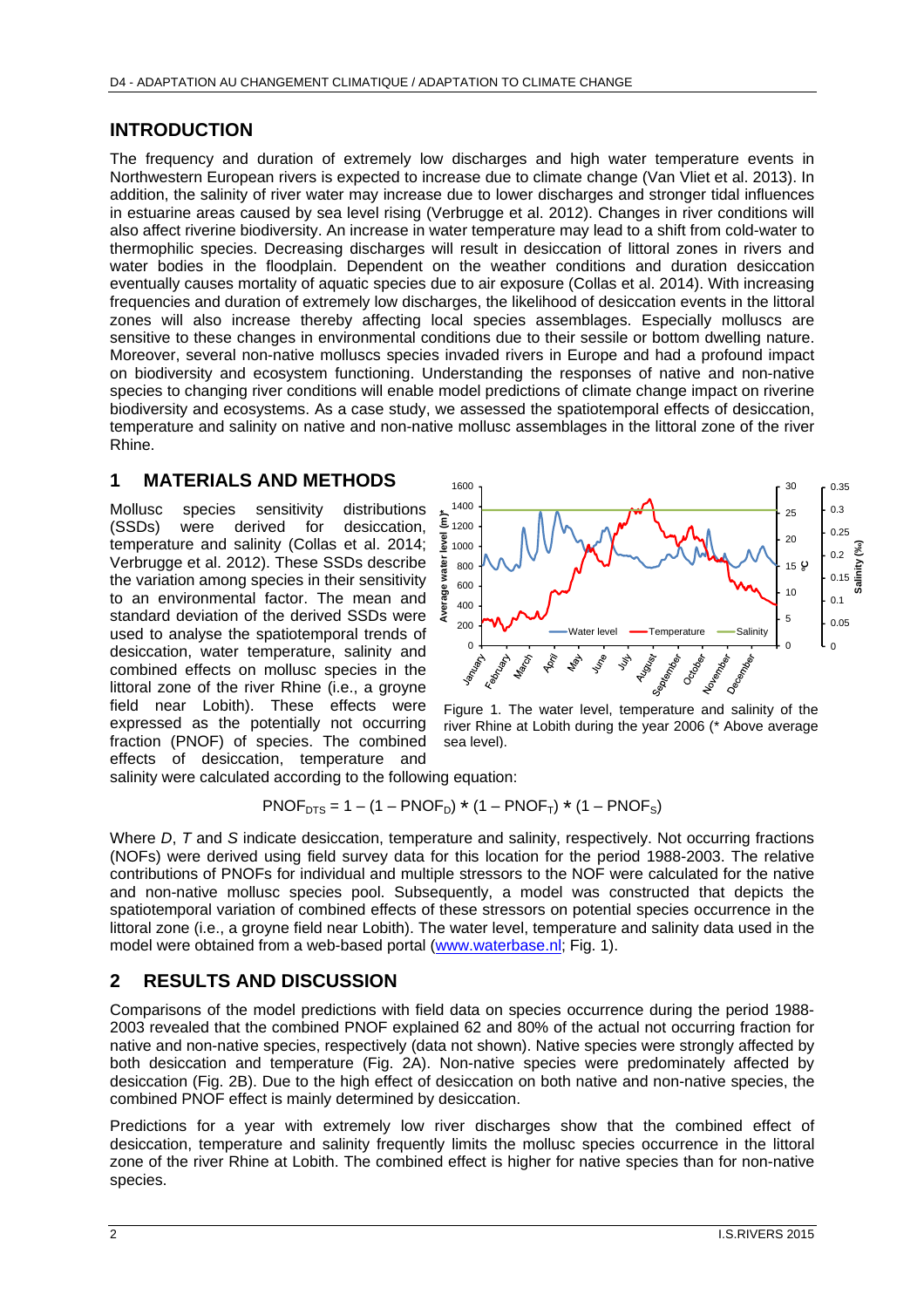## INTRODUCTION

The frequency and duration of extremely low discharges and high water temperature events in Northwestern European rivers is expected to increase due to climate change (Van Vliet et al. 2013). In addition, the salinity of river water may increase due to lower discharges and stronger tidal influences in estuarine areas caused by sea level rising (Verbrugge et al. 2012). Changes in river conditions will also affect riverine biodiversity. An increase in water temperature may lead to a shift from cold-water to thermophilic species. Decreasing discharges will result in desiccation of littoral zones in rivers and water bodies in the floodplain. Dependent on the weather conditions and duration desiccation eventually causes mortality of aquatic species due to air exposure (Collas et al. 2014). With increasing frequencies and duration of extremely low discharges, the likelihood of desiccation events in the littoral zones will also increase thereby affecting local species assemblages. Especially molluscs are sensitive to these changes in environmental conditions due to their sessile or bottom dwelling nature. Moreover, several non-native molluscs species invaded rivers in Europe and had a profound impact on biodiversity and ecosystem functioning. Understanding the responses of native and non-native species to changing river conditions will enable model predictions of climate change impact on riverine biodiversity and ecosystems. As a case study, we assessed the spatiotemporal effects of desiccation, temperature and salinity on native and non-native mollusc assemblages in the littoral zone of the river Rhine.

## 1 MATERIALS AND METHODS

Mollusc species sensitivity distributions (SSDs) were derived for desiccation, temperature and salinity (Collas et al. 2014; Verbrugge et al. 2012). These SSDs describe the variation among species in their sensitivity to an environmental factor. The mean and standard deviation of the derived SSDs were used to analyse the spatiotemporal trends of desiccation, water temperature, salinity and combined effects on mollusc species in the littoral zone of the river Rhine (i.e., a groyne field near Lobith). These effects were expressed as the potentially not occurring fraction (PNOF) of species. The combined effects of desiccation, temperature and salinity were calculated according to the following equation:

Figure 1. The water level, temperature and salinity of the river Rhine at Lobith during the year 2006 (* Above average sea level).

$$PNOF_{DTS} = 1 - (1 - PNOF_D) * (1 - PNOF_T) * (1 - PNOF_S)$$

Where *D*, *T* and *S* indicate desiccation, temperature and salinity, respectively. Not occurring fractions (NOFs) were derived using field survey data for this location for the period 1988-2003. The relative contributions of PNOFs for individual and multiple stressors to the NOF were calculated for the native and non-native mollusc species pool. Subsequently, a model was constructed that depicts the spatiotemporal variation of combined effects of these stressors on potential species occurrence in the littoral zone (i.e., a groyne field near Lobith). The water level, temperature and salinity data used in the model were obtained from a web-based portal (www.waterbase.nl; Fig. 1).

## 2 RESULTS AND DISCUSSION

Comparisons of the model predictions with field data on species occurrence during the period 1988-2003 revealed that the combined PNOF explained 62 and 80% of the actual not occurring fraction for native and non-native species, respectively (data not shown). Native species were strongly affected by both desiccation and temperature (Fig. 2A). Non-native species were predominately affected by desiccation (Fig. 2B). Due to the high effect of desiccation on both native and non-native species, the combined PNOF effect is mainly determined by desiccation.

Predictions for a year with extremely low river discharges show that the combined effect of desiccation, temperature and salinity frequently limits the mollusc species occurrence in the littoral zone of the river Rhine at Lobith. The combined effect is higher for native species than for non-native species.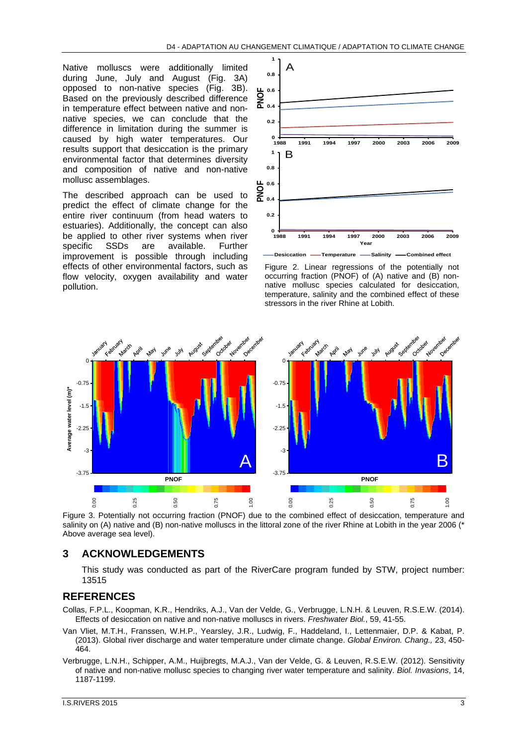Native molluscs were additionally limited during June, July and August (Fig. 3A) opposed to non-native species (Fig. 3B). Based on the previously described difference in temperature effect between native and non-native species, we can conclude that the difference in limitation during the summer is caused by high water temperatures. Our results support that desiccation is the primary environmental factor that determines diversity and composition of native and non-native mollusc assemblages.

The described approach can be used to predict the effect of climate change for the entire river continuum (from head waters to estuaries). Additionally, the concept can also be applied to other river systems when river specific SSDs are available. Further improvement is possible through including effects of other environmental factors, such as flow velocity, oxygen availability and water pollution.

A

PNOF

0, 0.2, 0.4, 0.6, 0.8, 1

1988, 1991, 1994, 1997, 2000, 2003, 2006, 2009

B

PNOF

0, 0.2, 0.4, 0.6, 0.8, 1

1988, 1991, 1994, 1997, 2000, 2003, 2006, 2009

Year

Desiccation, Temperature, Salinity, Combined effect

Figure 2. Linear regressions of the potentially not occurring fraction (PNOF) of (A) native and (B) non-native mollusc species calculated for desiccation, temperature, salinity and the combined effect of these stressors in the river Rhine at Lobith.

January, February, March, April, May, June, July, August, September, October, November, December

Average water level (m)*

0, -0.75, -1.5, -2.25, -3, -3.75

A

B

PNOF

0.00, 0.25, 0.50, 0.75, 1.00

Figure 3. Potentially not occurring fraction (PNOF) due to the combined effect of desiccation, temperature and salinity on (A) native and (B) non-native molluscs in the littoral zone of the river Rhine at Lobith in the year 2006 (* Above average sea level).

## 3 ACKNOWLEDGEMENTS

This study was conducted as part of the RiverCare program funded by STW, project number: 13515

## REFERENCES

Collas, F.P.L., Koopman, K.R., Hendriks, A.J., Van der Velde, G., Verbrugge, L.N.H. & Leuven, R.S.E.W. (2014). Effects of desiccation on native and non-native molluscs in rivers. *Freshwater Biol.*, 59, 41-55.

Van Vliet, M.T.H., Franssen, W.H.P., Yearsley, J.R., Ludwig, F., Haddeland, I., Lettenmaier, D.P. & Kabat, P. (2013). Global river discharge and water temperature under climate change. *Global Environ. Chang.,* 23, 450-464.

Verbrugge, L.N.H., Schipper, A.M., Huijbregts, M.A.J., Van der Velde, G. & Leuven, R.S.E.W. (2012). Sensitivity of native and non-native mollusc species to changing river water temperature and salinity. *Biol. Invasions*, 14, 1187-1199.